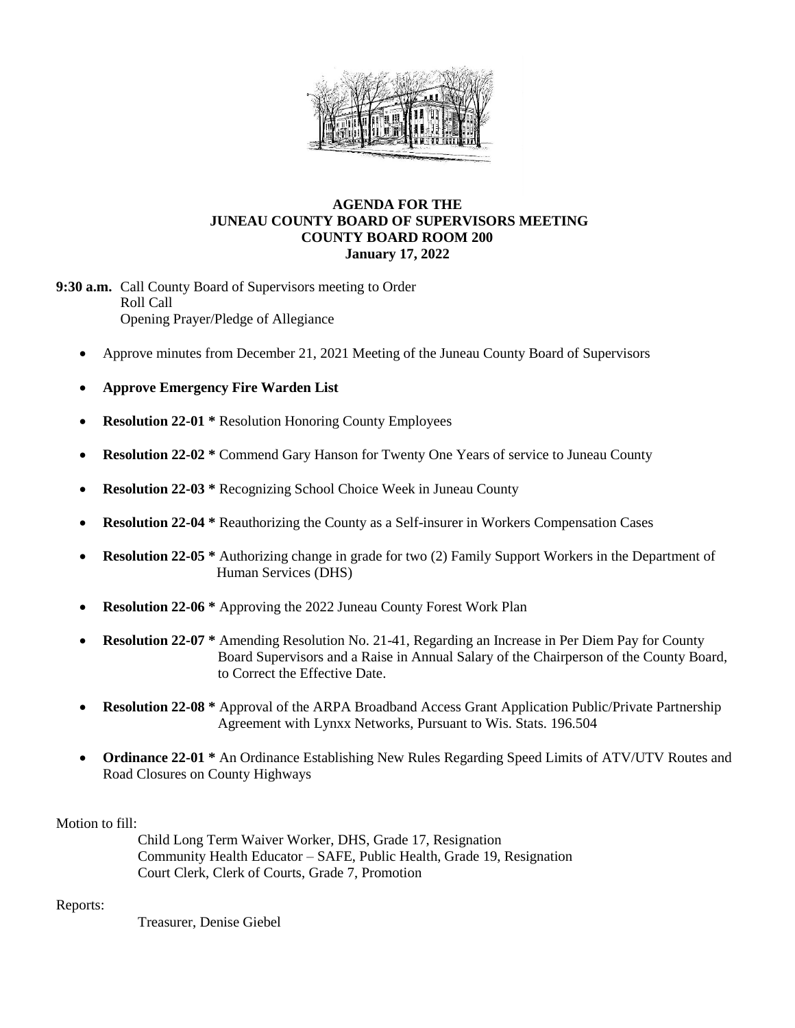# AGENDA FOR THE JUNEAU COUNTY BOARD OF SUPERVISORS MEETING COUNTY BOARD ROOM 200 January 17, 2022

**9:30 a.m.** Call County Board of Supervisors meeting to Order
Roll Call
Opening Prayer/Pledge of Allegiance

- Approve minutes from December 21, 2021 Meeting of the Juneau County Board of Supervisors
- **Approve Emergency Fire Warden List**
- **Resolution 22-01 *** Resolution Honoring County Employees
- **Resolution 22-02 *** Commend Gary Hanson for Twenty One Years of service to Juneau County
- **Resolution 22-03 *** Recognizing School Choice Week in Juneau County
- **Resolution 22-04 *** Reauthorizing the County as a Self-insurer in Workers Compensation Cases
- **Resolution 22-05 *** Authorizing change in grade for two (2) Family Support Workers in the Department of Human Services (DHS)
- **Resolution 22-06 *** Approving the 2022 Juneau County Forest Work Plan
- **Resolution 22-07 *** Amending Resolution No. 21-41, Regarding an Increase in Per Diem Pay for County Board Supervisors and a Raise in Annual Salary of the Chairperson of the County Board, to Correct the Effective Date.
- **Resolution 22-08 *** Approval of the ARPA Broadband Access Grant Application Public/Private Partnership Agreement with Lynxx Networks, Pursuant to Wis. Stats. 196.504
- **Ordinance 22-01 *** An Ordinance Establishing New Rules Regarding Speed Limits of ATV/UTV Routes and Road Closures on County Highways

Motion to fill:

Child Long Term Waiver Worker, DHS, Grade 17, Resignation
Community Health Educator – SAFE, Public Health, Grade 19, Resignation
Court Clerk, Clerk of Courts, Grade 7, Promotion

Reports:

Treasurer, Denise Giebel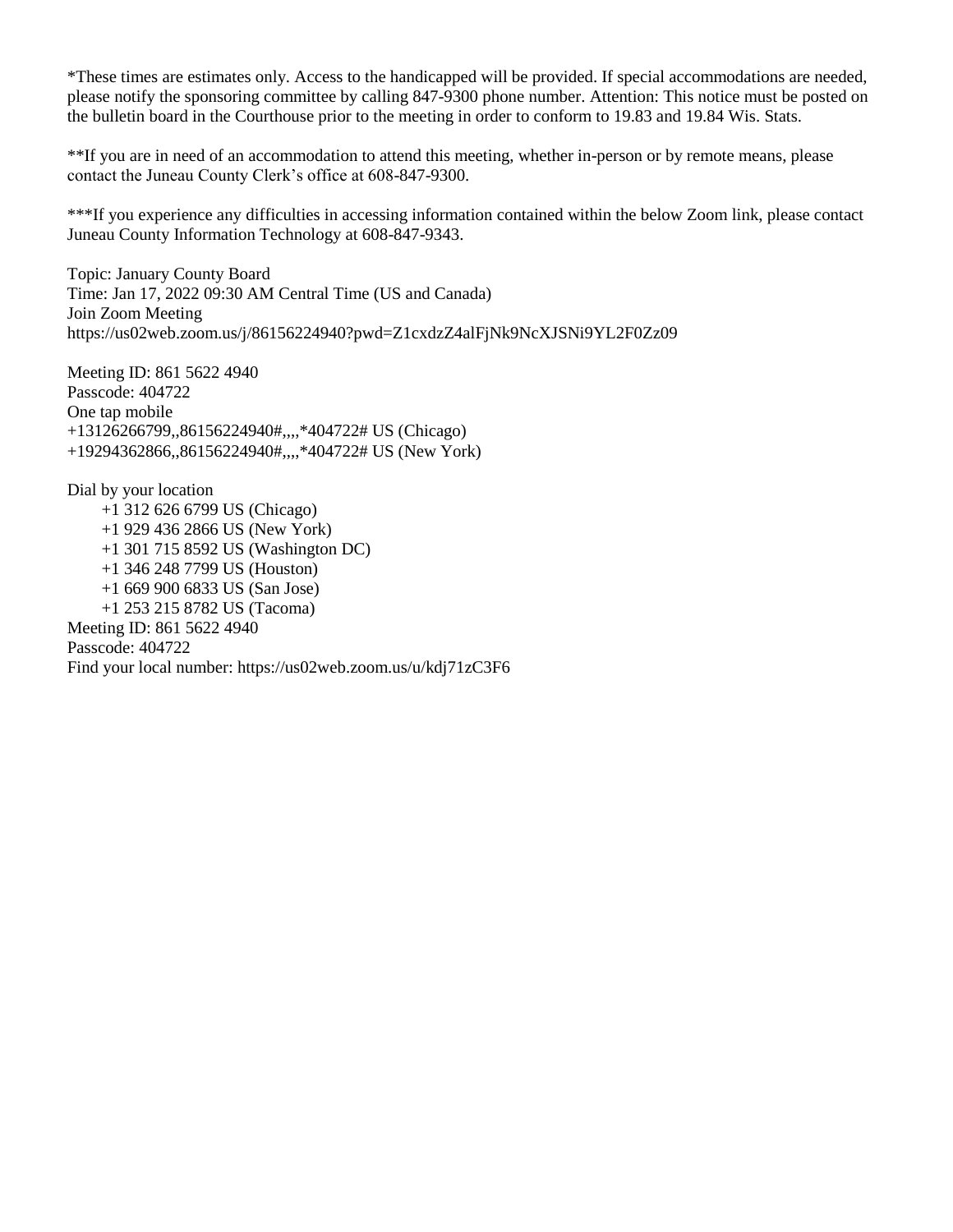*These times are estimates only. Access to the handicapped will be provided. If special accommodations are needed, please notify the sponsoring committee by calling 847-9300 phone number. Attention: This notice must be posted on the bulletin board in the Courthouse prior to the meeting in order to conform to 19.83 and 19.84 Wis. Stats.

**If you are in need of an accommodation to attend this meeting, whether in-person or by remote means, please contact the Juneau County Clerk's office at 608-847-9300.

***If you experience any difficulties in accessing information contained within the below Zoom link, please contact Juneau County Information Technology at 608-847-9343.

Topic: January County Board
Time: Jan 17, 2022 09:30 AM Central Time (US and Canada)
Join Zoom Meeting
https://us02web.zoom.us/j/86156224940?pwd=Z1cxdzZ4alFjNk9NcXJSNi9YL2F0Zz09

Meeting ID: 861 5622 4940
Passcode: 404722
One tap mobile
+13126266799,,86156224940#,,,,*404722# US (Chicago)
+19294362866,,86156224940#,,,,*404722# US (New York)

Dial by your location
- +1 312 626 6799 US (Chicago)
- +1 929 436 2866 US (New York)
- +1 301 715 8592 US (Washington DC)
- +1 346 248 7799 US (Houston)
- +1 669 900 6833 US (San Jose)
- +1 253 215 8782 US (Tacoma)

Meeting ID: 861 5622 4940
Passcode: 404722
Find your local number: https://us02web.zoom.us/u/kdj71zC3F6